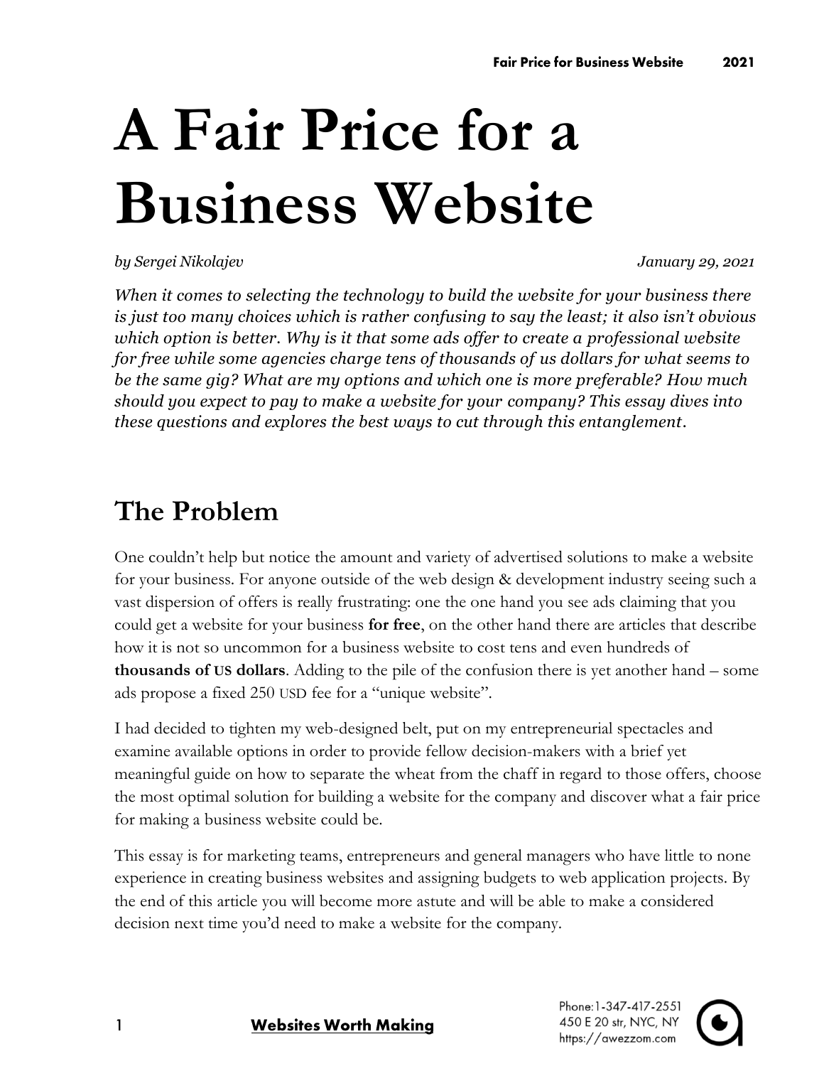# A Fair Price for a Business Website

*by Sergei Nikolajev* *January 29, 2021*

*When it comes to selecting the technology to build the website for your business there is just too many choices which is rather confusing to say the least; it also isn't obvious which option is better. Why is it that some ads offer to create a professional website for free while some agencies charge tens of thousands of us dollars for what seems to be the same gig? What are my options and which one is more preferable? How much should you expect to pay to make a website for your company? This essay dives into these questions and explores the best ways to cut through this entanglement.*

## The Problem

One couldn't help but notice the amount and variety of advertised solutions to make a website for your business. For anyone outside of the web design & development industry seeing such a vast dispersion of offers is really frustrating: one the one hand you see ads claiming that you could get a website for your business **for free**, on the other hand there are articles that describe how it is not so uncommon for a business website to cost tens and even hundreds of **thousands of US dollars**. Adding to the pile of the confusion there is yet another hand – some ads propose a fixed 250 USD fee for a "unique website".

I had decided to tighten my web-designed belt, put on my entrepreneurial spectacles and examine available options in order to provide fellow decision-makers with a brief yet meaningful guide on how to separate the wheat from the chaff in regard to those offers, choose the most optimal solution for building a website for the company and discover what a fair price for making a business website could be.

This essay is for marketing teams, entrepreneurs and general managers who have little to none experience in creating business websites and assigning budgets to web application projects. By the end of this article you will become more astute and will be able to make a considered decision next time you'd need to make a website for the company.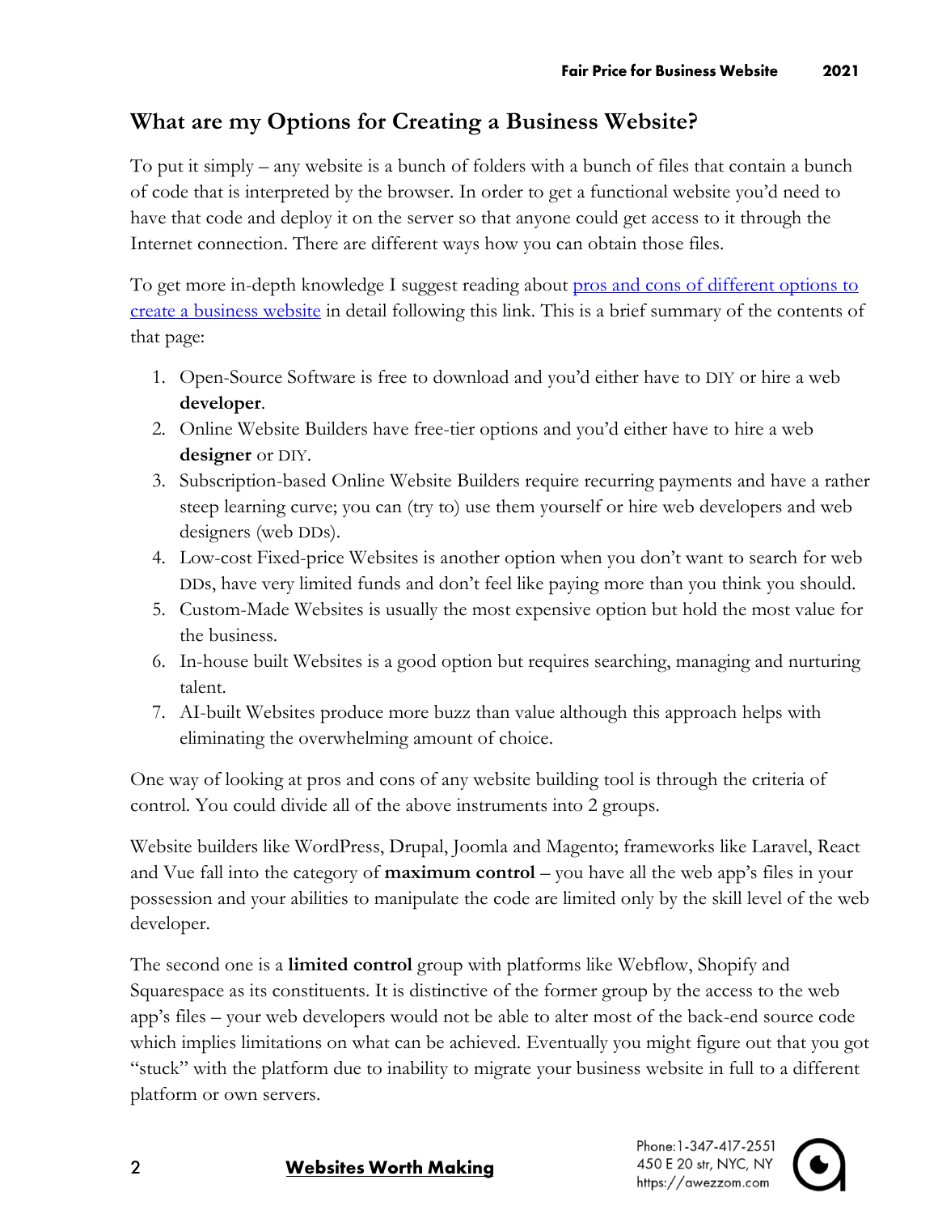## What are my Options for Creating a Business Website?

To put it simply – any website is a bunch of folders with a bunch of files that contain a bunch of code that is interpreted by the browser. In order to get a functional website you'd need to have that code and deploy it on the server so that anyone could get access to it through the Internet connection. There are different ways how you can obtain those files.

To get more in-depth knowledge I suggest reading about pros and cons of different options to create a business website in detail following this link. This is a brief summary of the contents of that page:

1. Open-Source Software is free to download and you'd either have to DIY or hire a web **developer**.
2. Online Website Builders have free-tier options and you'd either have to hire a web **designer** or DIY.
3. Subscription-based Online Website Builders require recurring payments and have a rather steep learning curve; you can (try to) use them yourself or hire web developers and web designers (web DDs).
4. Low-cost Fixed-price Websites is another option when you don't want to search for web DDs, have very limited funds and don't feel like paying more than you think you should.
5. Custom-Made Websites is usually the most expensive option but hold the most value for the business.
6. In-house built Websites is a good option but requires searching, managing and nurturing talent.
7. AI-built Websites produce more buzz than value although this approach helps with eliminating the overwhelming amount of choice.

One way of looking at pros and cons of any website building tool is through the criteria of control. You could divide all of the above instruments into 2 groups.

Website builders like WordPress, Drupal, Joomla and Magento; frameworks like Laravel, React and Vue fall into the category of **maximum control** – you have all the web app's files in your possession and your abilities to manipulate the code are limited only by the skill level of the web developer.

The second one is a **limited control** group with platforms like Webflow, Shopify and Squarespace as its constituents. It is distinctive of the former group by the access to the web app's files – your web developers would not be able to alter most of the back-end source code which implies limitations on what can be achieved. Eventually you might figure out that you got "stuck" with the platform due to inability to migrate your business website in full to a different platform or own servers.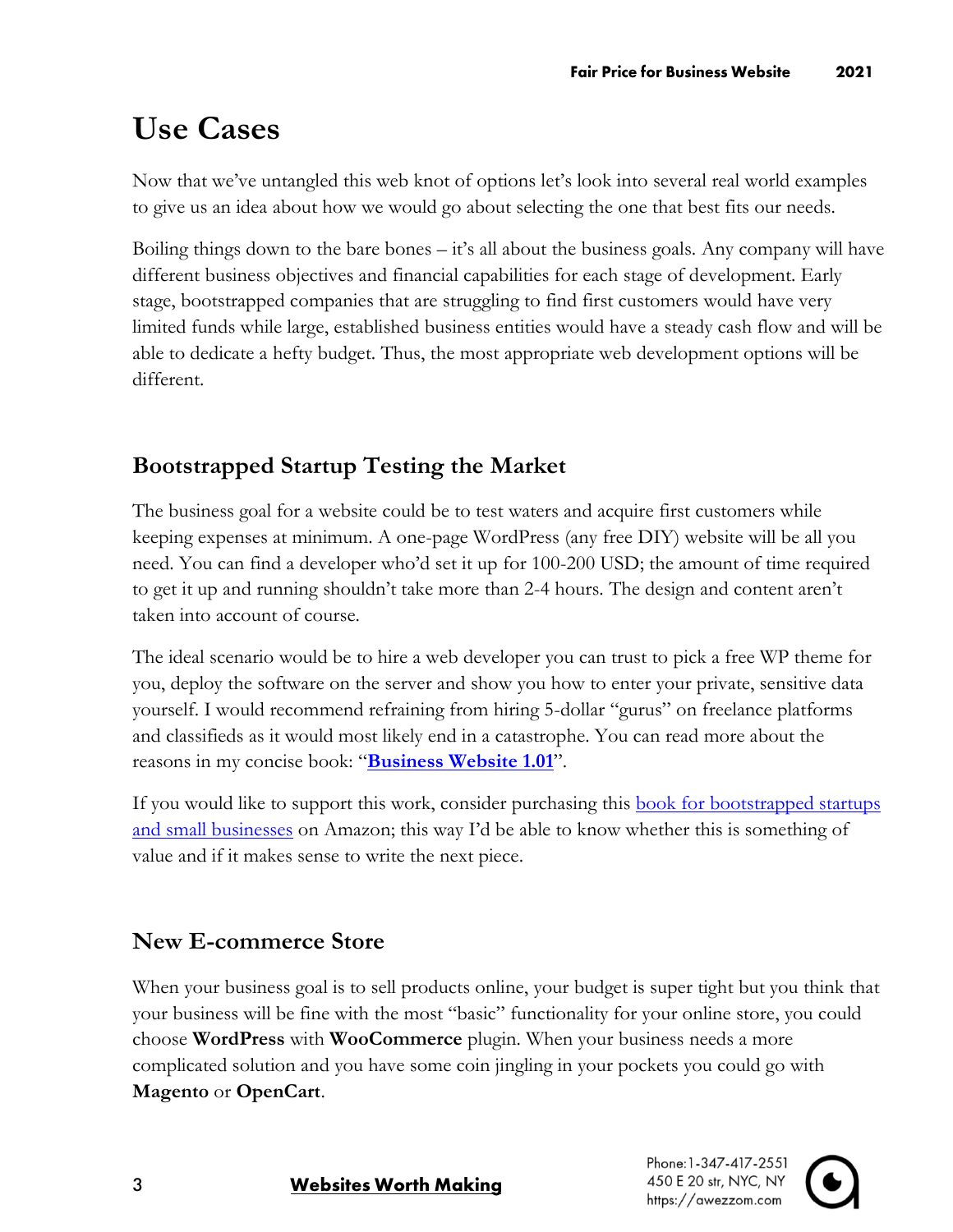# Use Cases

Now that we've untangled this web knot of options let's look into several real world examples to give us an idea about how we would go about selecting the one that best fits our needs.

Boiling things down to the bare bones – it's all about the business goals. Any company will have different business objectives and financial capabilities for each stage of development. Early stage, bootstrapped companies that are struggling to find first customers would have very limited funds while large, established business entities would have a steady cash flow and will be able to dedicate a hefty budget. Thus, the most appropriate web development options will be different.

## Bootstrapped Startup Testing the Market

The business goal for a website could be to test waters and acquire first customers while keeping expenses at minimum. A one-page WordPress (any free DIY) website will be all you need. You can find a developer who'd set it up for 100-200 USD; the amount of time required to get it up and running shouldn't take more than 2-4 hours. The design and content aren't taken into account of course.

The ideal scenario would be to hire a web developer you can trust to pick a free WP theme for you, deploy the software on the server and show you how to enter your private, sensitive data yourself. I would recommend refraining from hiring 5-dollar "gurus" on freelance platforms and classifieds as it would most likely end in a catastrophe. You can read more about the reasons in my concise book: "**Business Website 1.01**".

If you would like to support this work, consider purchasing this book for bootstrapped startups and small businesses on Amazon; this way I'd be able to know whether this is something of value and if it makes sense to write the next piece.

## New E-commerce Store

When your business goal is to sell products online, your budget is super tight but you think that your business will be fine with the most "basic" functionality for your online store, you could choose **WordPress** with **WooCommerce** plugin. When your business needs a more complicated solution and you have some coin jingling in your pockets you could go with **Magento** or **OpenCart**.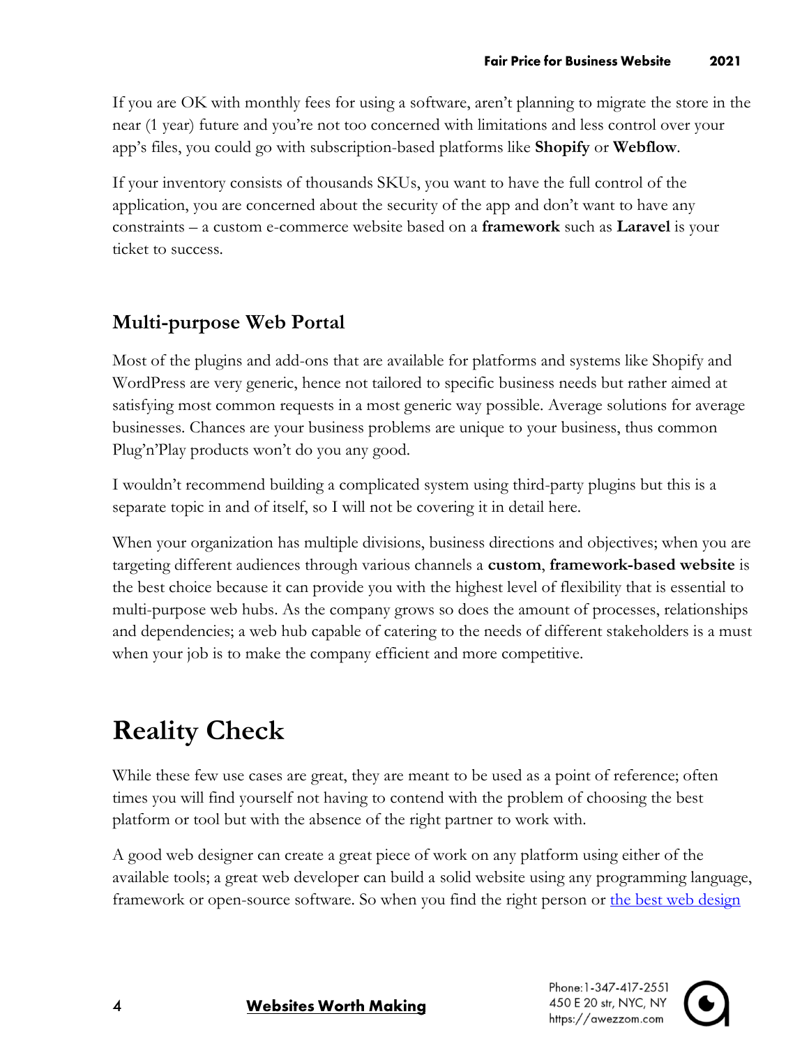If you are OK with monthly fees for using a software, aren't planning to migrate the store in the near (1 year) future and you're not too concerned with limitations and less control over your app's files, you could go with subscription-based platforms like **Shopify** or **Webflow**.

If your inventory consists of thousands SKUs, you want to have the full control of the application, you are concerned about the security of the app and don't want to have any constraints – a custom e-commerce website based on a **framework** such as **Laravel** is your ticket to success.

### Multi-purpose Web Portal

Most of the plugins and add-ons that are available for platforms and systems like Shopify and WordPress are very generic, hence not tailored to specific business needs but rather aimed at satisfying most common requests in a most generic way possible. Average solutions for average businesses. Chances are your business problems are unique to your business, thus common Plug'n'Play products won't do you any good.

I wouldn't recommend building a complicated system using third-party plugins but this is a separate topic in and of itself, so I will not be covering it in detail here.

When your organization has multiple divisions, business directions and objectives; when you are targeting different audiences through various channels a **custom**, **framework-based website** is the best choice because it can provide you with the highest level of flexibility that is essential to multi-purpose web hubs. As the company grows so does the amount of processes, relationships and dependencies; a web hub capable of catering to the needs of different stakeholders is a must when your job is to make the company efficient and more competitive.

## Reality Check

While these few use cases are great, they are meant to be used as a point of reference; often times you will find yourself not having to contend with the problem of choosing the best platform or tool but with the absence of the right partner to work with.

A good web designer can create a great piece of work on any platform using either of the available tools; a great web developer can build a solid website using any programming language, framework or open-source software. So when you find the right person or [the best web design](#)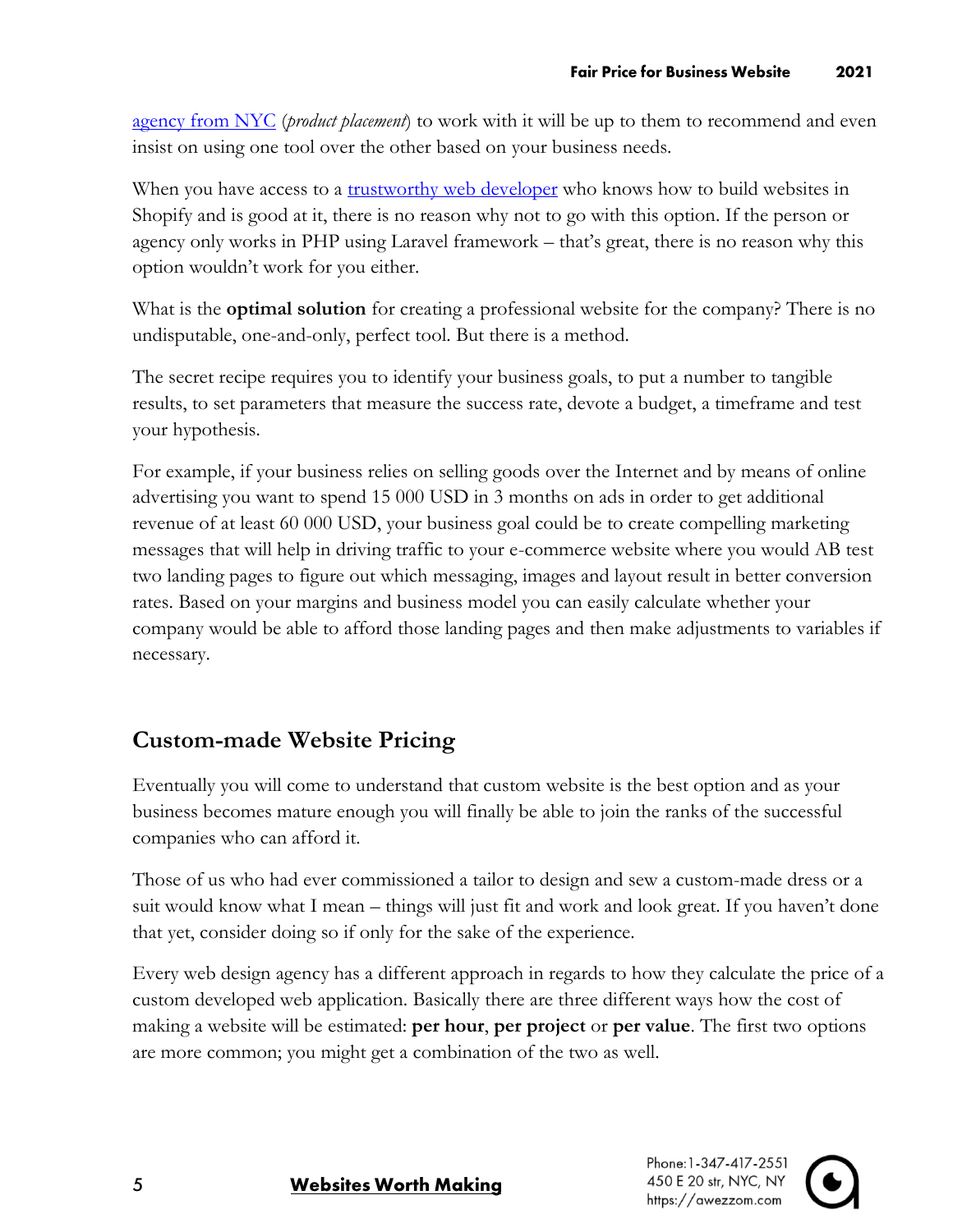agency from NYC (*product placement*) to work with it will be up to them to recommend and even insist on using one tool over the other based on your business needs.

When you have access to a trustworthy web developer who knows how to build websites in Shopify and is good at it, there is no reason why not to go with this option. If the person or agency only works in PHP using Laravel framework – that's great, there is no reason why this option wouldn't work for you either.

What is the **optimal solution** for creating a professional website for the company? There is no undisputable, one-and-only, perfect tool. But there is a method.

The secret recipe requires you to identify your business goals, to put a number to tangible results, to set parameters that measure the success rate, devote a budget, a timeframe and test your hypothesis.

For example, if your business relies on selling goods over the Internet and by means of online advertising you want to spend 15 000 USD in 3 months on ads in order to get additional revenue of at least 60 000 USD, your business goal could be to create compelling marketing messages that will help in driving traffic to your e-commerce website where you would AB test two landing pages to figure out which messaging, images and layout result in better conversion rates. Based on your margins and business model you can easily calculate whether your company would be able to afford those landing pages and then make adjustments to variables if necessary.

## Custom-made Website Pricing

Eventually you will come to understand that custom website is the best option and as your business becomes mature enough you will finally be able to join the ranks of the successful companies who can afford it.

Those of us who had ever commissioned a tailor to design and sew a custom-made dress or a suit would know what I mean – things will just fit and work and look great. If you haven't done that yet, consider doing so if only for the sake of the experience.

Every web design agency has a different approach in regards to how they calculate the price of a custom developed web application. Basically there are three different ways how the cost of making a website will be estimated: **per hour**, **per project** or **per value**. The first two options are more common; you might get a combination of the two as well.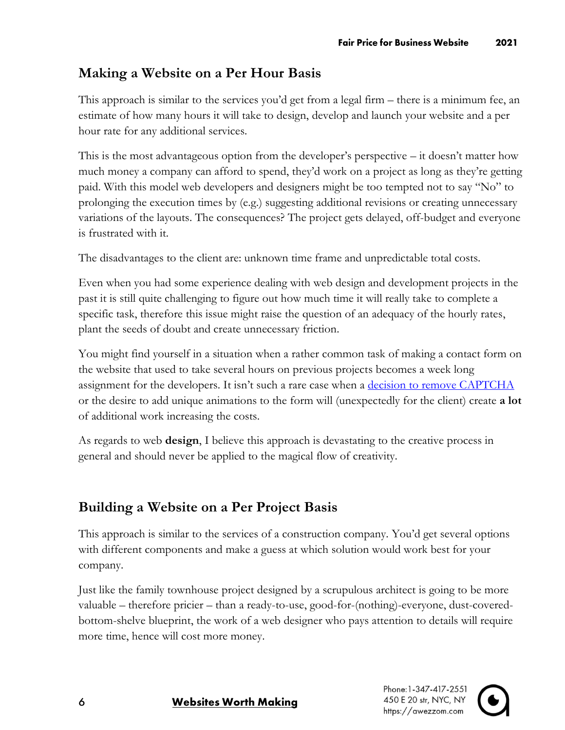## Making a Website on a Per Hour Basis

This approach is similar to the services you'd get from a legal firm – there is a minimum fee, an estimate of how many hours it will take to design, develop and launch your website and a per hour rate for any additional services.

This is the most advantageous option from the developer's perspective – it doesn't matter how much money a company can afford to spend, they'd work on a project as long as they're getting paid. With this model web developers and designers might be too tempted not to say "No" to prolonging the execution times by (e.g.) suggesting additional revisions or creating unnecessary variations of the layouts. The consequences? The project gets delayed, off-budget and everyone is frustrated with it.

The disadvantages to the client are: unknown time frame and unpredictable total costs.

Even when you had some experience dealing with web design and development projects in the past it is still quite challenging to figure out how much time it will really take to complete a specific task, therefore this issue might raise the question of an adequacy of the hourly rates, plant the seeds of doubt and create unnecessary friction.

You might find yourself in a situation when a rather common task of making a contact form on the website that used to take several hours on previous projects becomes a week long assignment for the developers. It isn't such a rare case when a decision to remove CAPTCHA or the desire to add unique animations to the form will (unexpectedly for the client) create **a lot** of additional work increasing the costs.

As regards to web **design**, I believe this approach is devastating to the creative process in general and should never be applied to the magical flow of creativity.

## Building a Website on a Per Project Basis

This approach is similar to the services of a construction company. You'd get several options with different components and make a guess at which solution would work best for your company.

Just like the family townhouse project designed by a scrupulous architect is going to be more valuable – therefore pricier – than a ready-to-use, good-for-(nothing)-everyone, dust-covered-bottom-shelve blueprint, the work of a web designer who pays attention to details will require more time, hence will cost more money.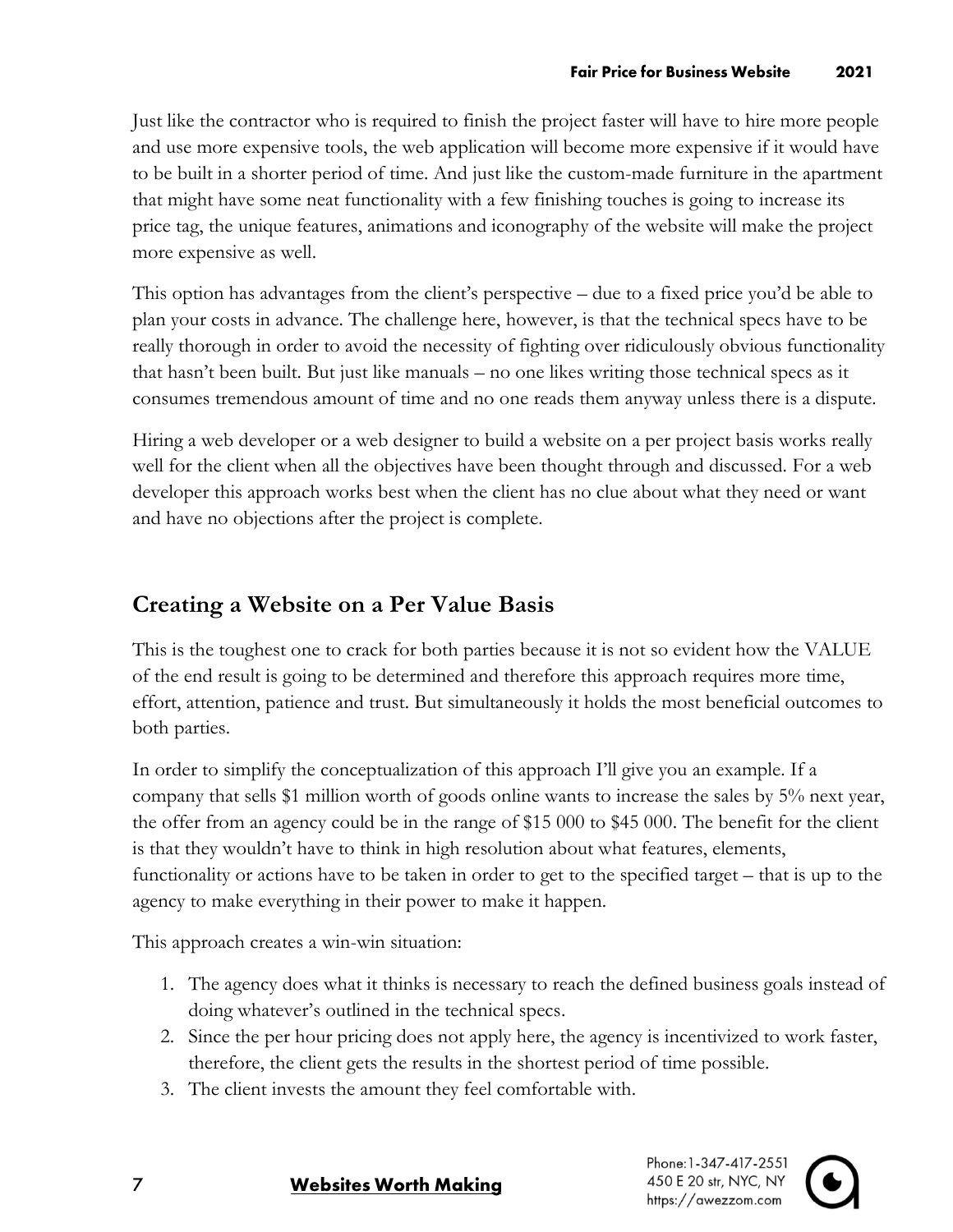Just like the contractor who is required to finish the project faster will have to hire more people and use more expensive tools, the web application will become more expensive if it would have to be built in a shorter period of time. And just like the custom-made furniture in the apartment that might have some neat functionality with a few finishing touches is going to increase its price tag, the unique features, animations and iconography of the website will make the project more expensive as well.

This option has advantages from the client's perspective – due to a fixed price you'd be able to plan your costs in advance. The challenge here, however, is that the technical specs have to be really thorough in order to avoid the necessity of fighting over ridiculously obvious functionality that hasn't been built. But just like manuals – no one likes writing those technical specs as it consumes tremendous amount of time and no one reads them anyway unless there is a dispute.

Hiring a web developer or a web designer to build a website on a per project basis works really well for the client when all the objectives have been thought through and discussed. For a web developer this approach works best when the client has no clue about what they need or want and have no objections after the project is complete.

## Creating a Website on a Per Value Basis

This is the toughest one to crack for both parties because it is not so evident how the VALUE of the end result is going to be determined and therefore this approach requires more time, effort, attention, patience and trust. But simultaneously it holds the most beneficial outcomes to both parties.

In order to simplify the conceptualization of this approach I'll give you an example. If a company that sells $1 million worth of goods online wants to increase the sales by 5% next year, the offer from an agency could be in the range of $15 000 to $45 000. The benefit for the client is that they wouldn't have to think in high resolution about what features, elements, functionality or actions have to be taken in order to get to the specified target – that is up to the agency to make everything in their power to make it happen.

This approach creates a win-win situation:

1. The agency does what it thinks is necessary to reach the defined business goals instead of doing whatever's outlined in the technical specs.
2. Since the per hour pricing does not apply here, the agency is incentivized to work faster, therefore, the client gets the results in the shortest period of time possible.
3. The client invests the amount they feel comfortable with.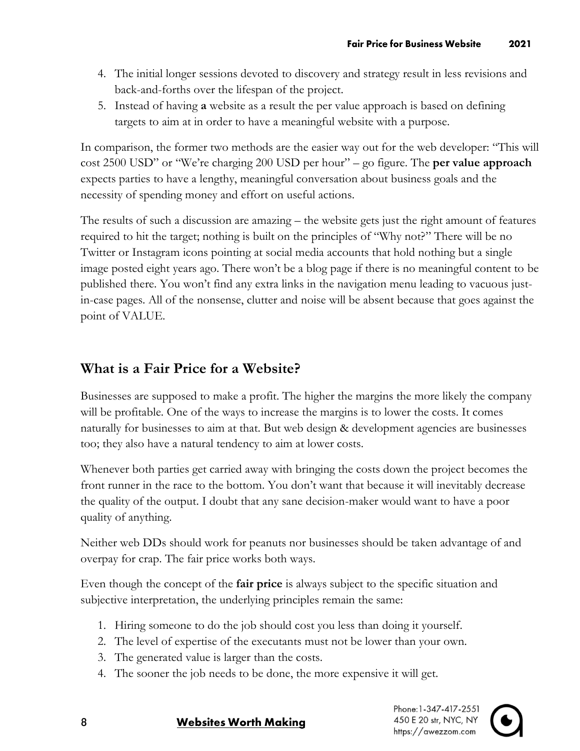4. The initial longer sessions devoted to discovery and strategy result in less revisions and back-and-forths over the lifespan of the project.
5. Instead of having **a** website as a result the per value approach is based on defining targets to aim at in order to have a meaningful website with a purpose.

In comparison, the former two methods are the easier way out for the web developer: "This will cost 2500 USD" or "We're charging 200 USD per hour" – go figure. The **per value approach** expects parties to have a lengthy, meaningful conversation about business goals and the necessity of spending money and effort on useful actions.

The results of such a discussion are amazing – the website gets just the right amount of features required to hit the target; nothing is built on the principles of "Why not?" There will be no Twitter or Instagram icons pointing at social media accounts that hold nothing but a single image posted eight years ago. There won't be a blog page if there is no meaningful content to be published there. You won't find any extra links in the navigation menu leading to vacuous just-in-case pages. All of the nonsense, clutter and noise will be absent because that goes against the point of VALUE.

## What is a Fair Price for a Website?

Businesses are supposed to make a profit. The higher the margins the more likely the company will be profitable. One of the ways to increase the margins is to lower the costs. It comes naturally for businesses to aim at that. But web design & development agencies are businesses too; they also have a natural tendency to aim at lower costs.

Whenever both parties get carried away with bringing the costs down the project becomes the front runner in the race to the bottom. You don't want that because it will inevitably decrease the quality of the output. I doubt that any sane decision-maker would want to have a poor quality of anything.

Neither web DDs should work for peanuts nor businesses should be taken advantage of and overpay for crap. The fair price works both ways.

Even though the concept of the **fair price** is always subject to the specific situation and subjective interpretation, the underlying principles remain the same:

1. Hiring someone to do the job should cost you less than doing it yourself.
2. The level of expertise of the executants must not be lower than your own.
3. The generated value is larger than the costs.
4. The sooner the job needs to be done, the more expensive it will get.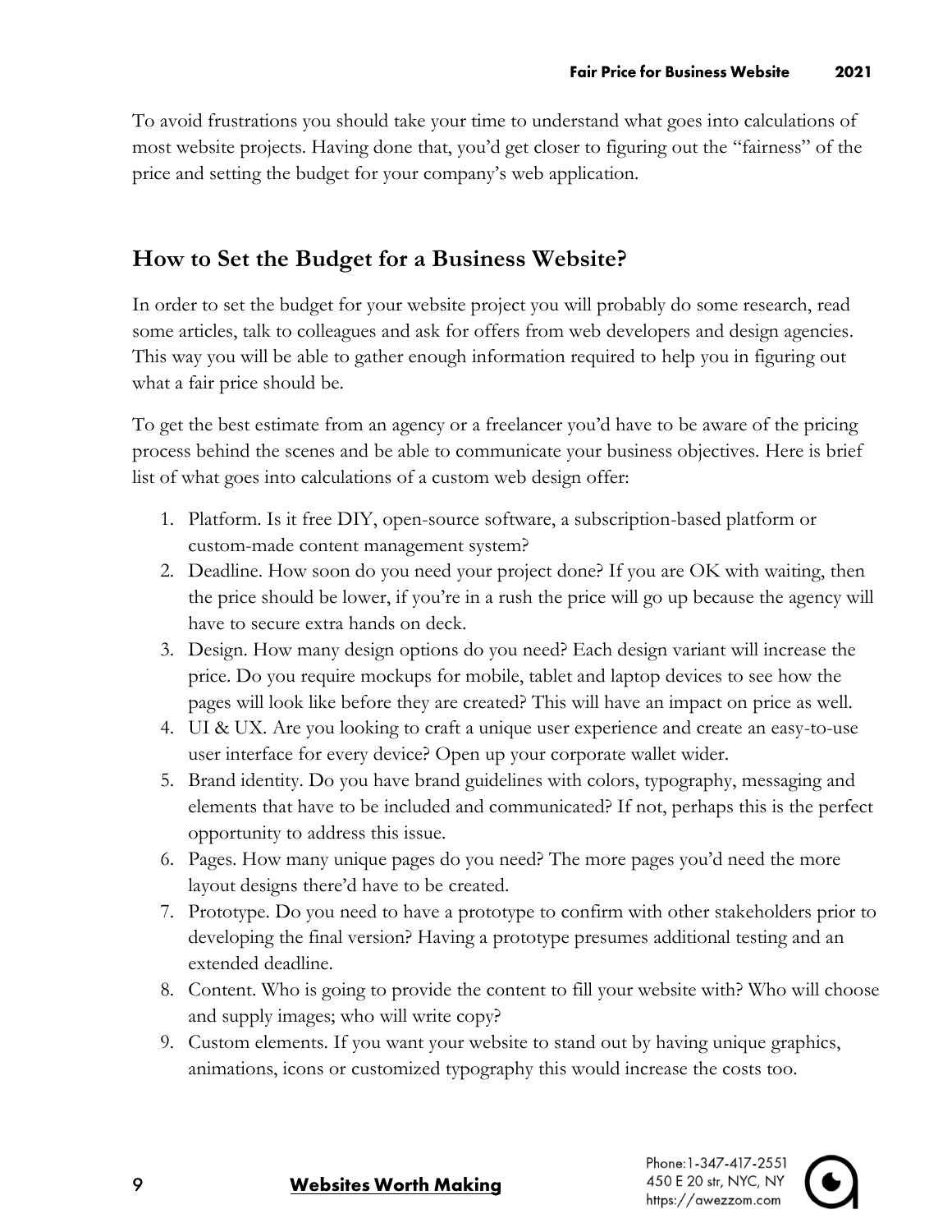To avoid frustrations you should take your time to understand what goes into calculations of most website projects. Having done that, you'd get closer to figuring out the "fairness" of the price and setting the budget for your company's web application.

## How to Set the Budget for a Business Website?

In order to set the budget for your website project you will probably do some research, read some articles, talk to colleagues and ask for offers from web developers and design agencies. This way you will be able to gather enough information required to help you in figuring out what a fair price should be.

To get the best estimate from an agency or a freelancer you'd have to be aware of the pricing process behind the scenes and be able to communicate your business objectives. Here is brief list of what goes into calculations of a custom web design offer:

1. Platform. Is it free DIY, open-source software, a subscription-based platform or custom-made content management system?
2. Deadline. How soon do you need your project done? If you are OK with waiting, then the price should be lower, if you're in a rush the price will go up because the agency will have to secure extra hands on deck.
3. Design. How many design options do you need? Each design variant will increase the price. Do you require mockups for mobile, tablet and laptop devices to see how the pages will look like before they are created? This will have an impact on price as well.
4. UI & UX. Are you looking to craft a unique user experience and create an easy-to-use user interface for every device? Open up your corporate wallet wider.
5. Brand identity. Do you have brand guidelines with colors, typography, messaging and elements that have to be included and communicated? If not, perhaps this is the perfect opportunity to address this issue.
6. Pages. How many unique pages do you need? The more pages you'd need the more layout designs there'd have to be created.
7. Prototype. Do you need to have a prototype to confirm with other stakeholders prior to developing the final version? Having a prototype presumes additional testing and an extended deadline.
8. Content. Who is going to provide the content to fill your website with? Who will choose and supply images; who will write copy?
9. Custom elements. If you want your website to stand out by having unique graphics, animations, icons or customized typography this would increase the costs too.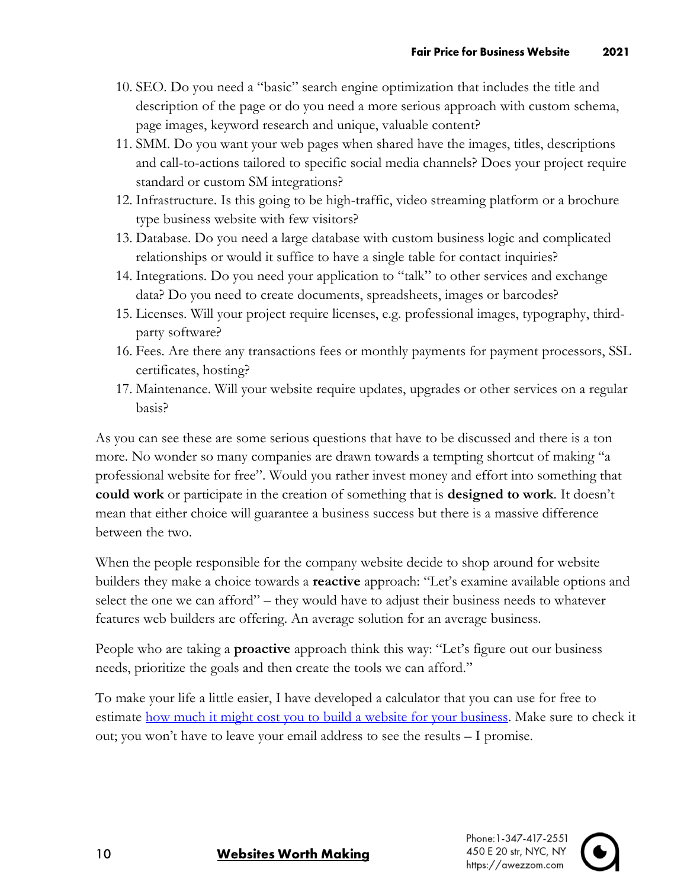10. SEO. Do you need a "basic" search engine optimization that includes the title and description of the page or do you need a more serious approach with custom schema, page images, keyword research and unique, valuable content?
11. SMM. Do you want your web pages when shared have the images, titles, descriptions and call-to-actions tailored to specific social media channels? Does your project require standard or custom SM integrations?
12. Infrastructure. Is this going to be high-traffic, video streaming platform or a brochure type business website with few visitors?
13. Database. Do you need a large database with custom business logic and complicated relationships or would it suffice to have a single table for contact inquiries?
14. Integrations. Do you need your application to "talk" to other services and exchange data? Do you need to create documents, spreadsheets, images or barcodes?
15. Licenses. Will your project require licenses, e.g. professional images, typography, third-party software?
16. Fees. Are there any transactions fees or monthly payments for payment processors, SSL certificates, hosting?
17. Maintenance. Will your website require updates, upgrades or other services on a regular basis?

As you can see these are some serious questions that have to be discussed and there is a ton more. No wonder so many companies are drawn towards a tempting shortcut of making "a professional website for free". Would you rather invest money and effort into something that **could work** or participate in the creation of something that is **designed to work**. It doesn't mean that either choice will guarantee a business success but there is a massive difference between the two.

When the people responsible for the company website decide to shop around for website builders they make a choice towards a **reactive** approach: "Let's examine available options and select the one we can afford" – they would have to adjust their business needs to whatever features web builders are offering. An average solution for an average business.

People who are taking a **proactive** approach think this way: "Let's figure out our business needs, prioritize the goals and then create the tools we can afford."

To make your life a little easier, I have developed a calculator that you can use for free to estimate how much it might cost you to build a website for your business. Make sure to check it out; you won't have to leave your email address to see the results – I promise.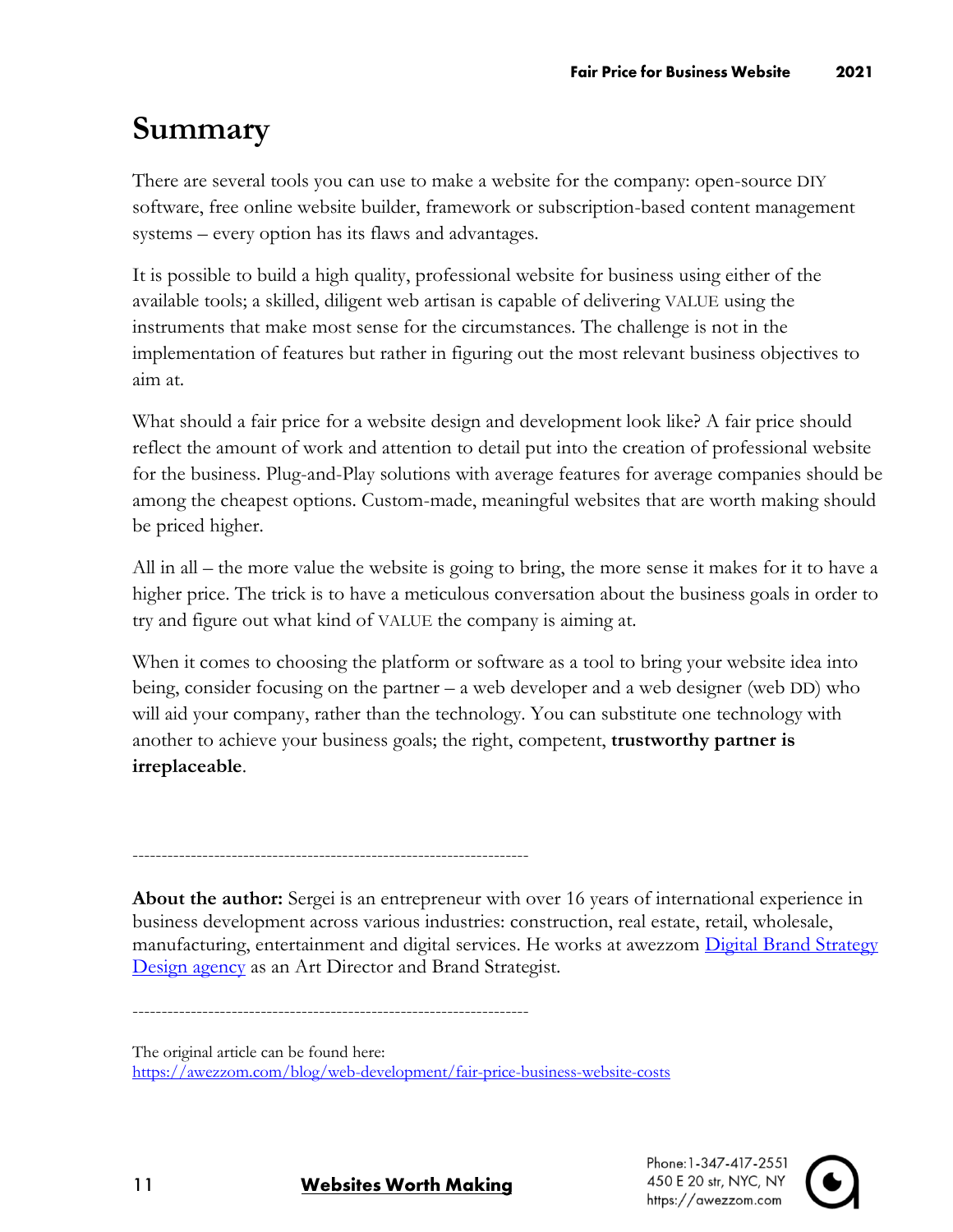# Summary

There are several tools you can use to make a website for the company: open-source DIY software, free online website builder, framework or subscription-based content management systems – every option has its flaws and advantages.

It is possible to build a high quality, professional website for business using either of the available tools; a skilled, diligent web artisan is capable of delivering VALUE using the instruments that make most sense for the circumstances. The challenge is not in the implementation of features but rather in figuring out the most relevant business objectives to aim at.

What should a fair price for a website design and development look like? A fair price should reflect the amount of work and attention to detail put into the creation of professional website for the business. Plug-and-Play solutions with average features for average companies should be among the cheapest options. Custom-made, meaningful websites that are worth making should be priced higher.

All in all – the more value the website is going to bring, the more sense it makes for it to have a higher price. The trick is to have a meticulous conversation about the business goals in order to try and figure out what kind of VALUE the company is aiming at.

When it comes to choosing the platform or software as a tool to bring your website idea into being, consider focusing on the partner – a web developer and a web designer (web DD) who will aid your company, rather than the technology. You can substitute one technology with another to achieve your business goals; the right, competent, **trustworthy partner is irreplaceable**.

------------------------------------------------------------------

**About the author:** Sergei is an entrepreneur with over 16 years of international experience in business development across various industries: construction, real estate, retail, wholesale, manufacturing, entertainment and digital services. He works at awezzom [Digital Brand Strategy Design agency](https://awezzom.com) as an Art Director and Brand Strategist.

------------------------------------------------------------------

The original article can be found here:
[https://awezzom.com/blog/web-development/fair-price-business-website-costs](https://awezzom.com/blog/web-development/fair-price-business-website-costs)